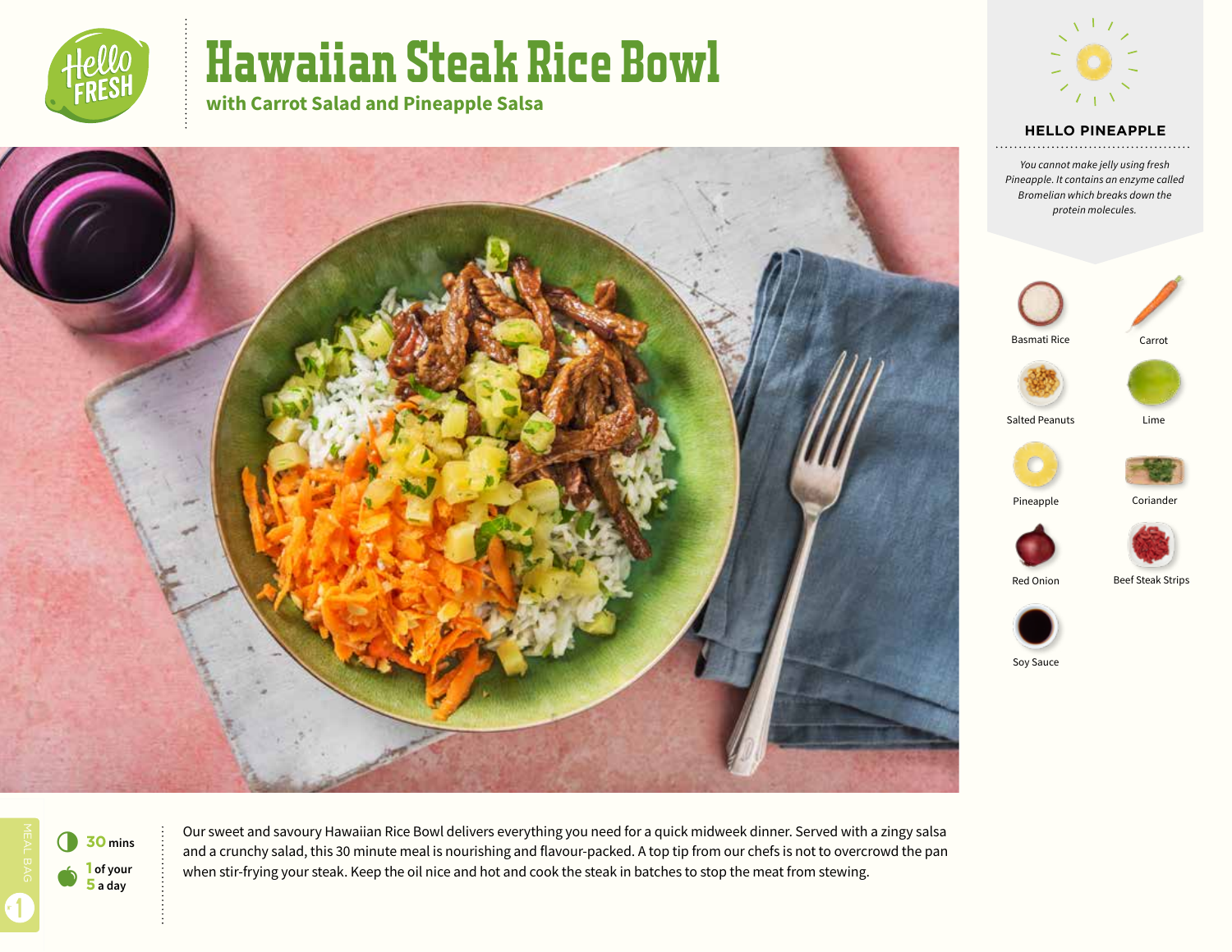# Hawaiian Steak Rice Bowl

## with Carrot Salad and Pineapple Salsa

### HELLO PINEAPPLE

*You cannot make jelly using fresh Pineapple. It contains an enzyme called Bromelian which breaks down the protein molecules.*

- Basmati Rice
- Carrot
- Salted Peanuts
- Lime
- Pineapple
- Coriander
- Red Onion
- Beef Steak Strips
- Soy Sauce

**30** mins

**1** of your **5** a day

Our sweet and savoury Hawaiian Rice Bowl delivers everything you need for a quick midweek dinner. Served with a zingy salsa and a crunchy salad, this 30 minute meal is nourishing and flavour-packed. A top tip from our chefs is not to overcrowd the pan when stir-frying your steak. Keep the oil nice and hot and cook the steak in batches to stop the meat from stewing.

MEAL BAG 1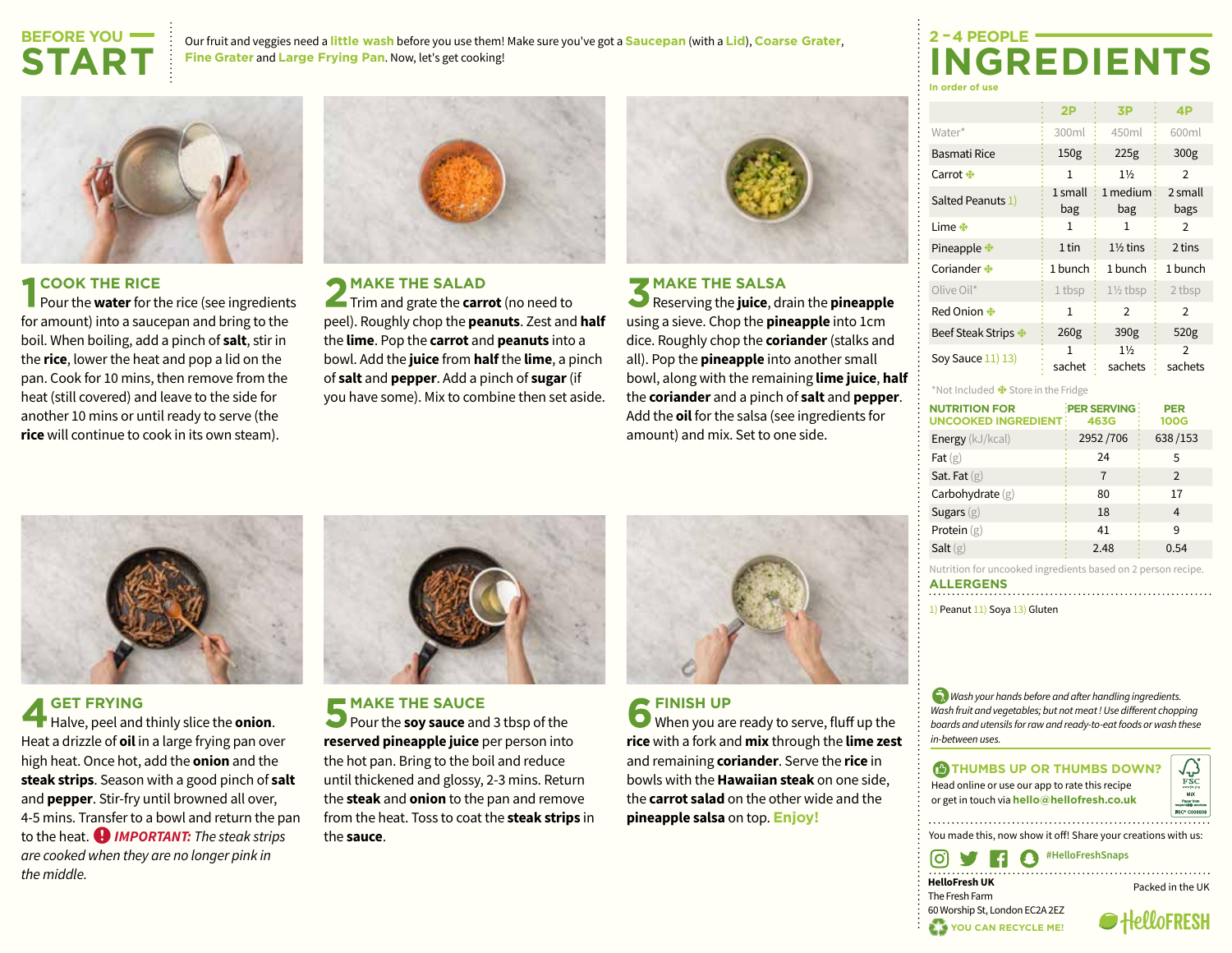## BEFORE YOU START

Our fruit and veggies need a **little wash** before you use them! Make sure you've got a **Saucepan** (with a **Lid**), **Coarse Grater**, **Fine Grater** and **Large Frying Pan**. Now, let's get cooking!

### 1 COOK THE RICE

Pour the **water** for the rice (see ingredients for amount) into a saucepan and bring to the boil. When boiling, add a pinch of **salt**, stir in the **rice**, lower the heat and pop a lid on the pan. Cook for 10 mins, then remove from the heat (still covered) and leave to the side for another 10 mins or until ready to serve (the **rice** will continue to cook in its own steam).

### 2 MAKE THE SALAD

Trim and grate the **carrot** (no need to peel). Roughly chop the **peanuts**. Zest and **half** the **lime**. Pop the **carrot** and **peanuts** into a bowl. Add the **juice** from **half** the **lime**, a pinch of **salt** and **pepper**. Add a pinch of **sugar** (if you have some). Mix to combine then set aside.

### 3 MAKE THE SALSA

Reserving the **juice**, drain the **pineapple** using a sieve. Chop the **pineapple** into 1cm dice. Roughly chop the **coriander** (stalks and all). Pop the **pineapple** into another small bowl, along with the remaining **lime juice**, **half** the **coriander** and a pinch of **salt** and **pepper**. Add the **oil** for the salsa (see ingredients for amount) and mix. Set to one side.

### 4 GET FRYING

Halve, peel and thinly slice the **onion**. Heat a drizzle of **oil** in a large frying pan over high heat. Once hot, add the **onion** and the **steak strips**. Season with a good pinch of **salt** and **pepper**. Stir-fry until browned all over, 4-5 mins. Transfer to a bowl and return the pan to the heat. ***IMPORTANT:*** *The steak strips are cooked when they are no longer pink in the middle.*

### 5 MAKE THE SAUCE

Pour the **soy sauce** and 3 tbsp of the **reserved pineapple juice** per person into the hot pan. Bring to the boil and reduce until thickened and glossy, 2-3 mins. Return the **steak** and **onion** to the pan and remove from the heat. Toss to coat the **steak strips** in the **sauce**.

### 6 FINISH UP

When you are ready to serve, fluff up the **rice** with a fork and **mix** through the **lime zest** and remaining **coriander**. Serve the **rice** in bowls with the **Hawaiian steak** on one side, the **carrot salad** on the other wide and the **pineapple salsa** on top. **Enjoy!**

## 2-4 PEOPLE INGREDIENTS

In order of use

| | 2P | 3P | 4P |
|---|---|---|---|
| Water* | 300ml | 450ml | 600ml |
| Basmati Rice | 150g | 225g | 300g |
| Carrot ❄ | 1 | 1½ | 2 |
| Salted Peanuts 1) | 1 small bag | 1 medium bag | 2 small bags |
| Lime ❄ | 1 | 1 | 2 |
| Pineapple ❄ | 1 tin | 1½ tins | 2 tins |
| Coriander ❄ | 1 bunch | 1 bunch | 1 bunch |
| Olive Oil* | 1 tbsp | 1½ tbsp | 2 tbsp |
| Red Onion ❄ | 1 | 2 | 2 |
| Beef Steak Strips ❄ | 260g | 390g | 520g |
| Soy Sauce 11) 13) | 1 sachet | 1½ sachets | 2 sachets |

*Not Included ❄ Store in the Fridge

| NUTRITION FOR UNCOOKED INGREDIENT | PER SERVING 463G | PER 100G |
|---|---|---|
| Energy (kJ/kcal) | 2952 /706 | 638 /153 |
| Fat (g) | 24 | 5 |
| Sat. Fat (g) | 7 | 2 |
| Carbohydrate (g) | 80 | 17 |
| Sugars (g) | 18 | 4 |
| Protein (g) | 41 | 9 |
| Salt (g) | 2.48 | 0.54 |

Nutrition for uncooked ingredients based on 2 person recipe.

### ALLERGENS

1) Peanut 11) Soya 13) Gluten

*Wash your hands before and after handling ingredients. Wash fruit and vegetables; but not meat ! Use different chopping boards and utensils for raw and ready-to-eat foods or wash these in-between uses.*

### THUMBS UP OR THUMBS DOWN?

Head online or use our app to rate this recipe or get in touch via **hello@hellofresh.co.uk**

You made this, now show it off! Share your creations with us:

#HelloFreshSnaps

**HelloFresh UK**
The Fresh Farm
60 Worship St, London EC2A 2EZ

Packed in the UK

YOU CAN RECYCLE ME!

HelloFRESH